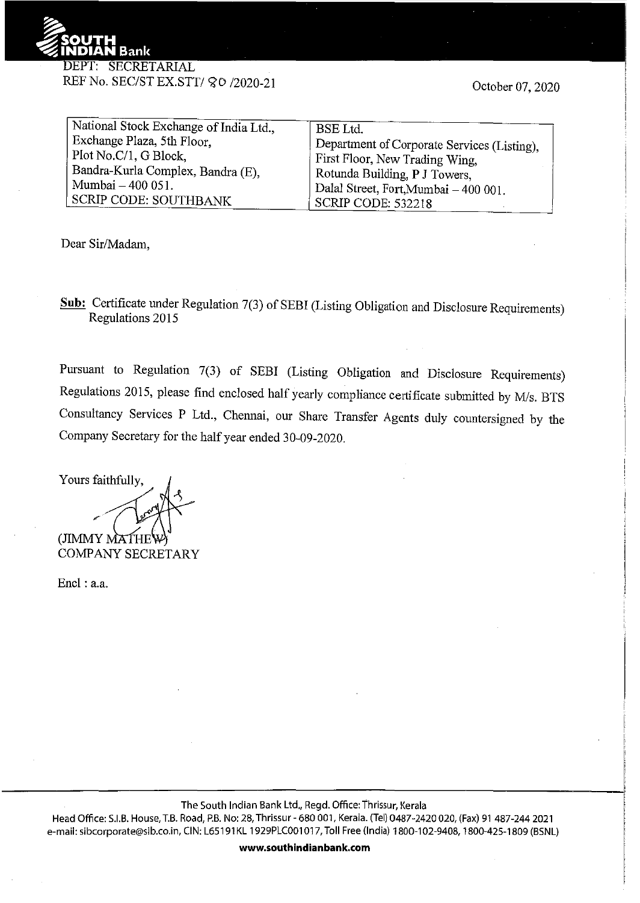**SOUTH INDIAN Bank**

DEPT: SECRETARIAL

REF No. SEC/ST EX.STT/ 80 /2020-21

October 07, 2020

| National Stock Exchange of India Ltd., Exchange Plaza, 5th Floor, Plot No.C/1, G Block, Bandra-Kurla Complex, Bandra (E), Mumbai – 400 051. SCRIP CODE: SOUTHBANK | BSE Ltd. Department of Corporate Services (Listing), First Floor, New Trading Wing, Rotunda Building, P J Towers, Dalal Street, Fort,Mumbai – 400 001. SCRIP CODE: 532218 |
|---|---|

Dear Sir/Madam,

**Sub:** Certificate under Regulation 7(3) of SEBI (Listing Obligation and Disclosure Requirements) Regulations 2015

Pursuant to Regulation 7(3) of SEBI (Listing Obligation and Disclosure Requirements) Regulations 2015, please find enclosed half yearly compliance certificate submitted by M/s. BTS Consultancy Services P Ltd., Chennai, our Share Transfer Agents duly countersigned by the Company Secretary for the half year ended 30-09-2020.

Yours faithfully,

(JIMMY MATHEW)
COMPANY SECRETARY

Encl : a.a.

The South Indian Bank Ltd., Regd. Office: Thrissur, Kerala
Head Office: S.I.B. House, T.B. Road, P.B. No: 28, Thrissur - 680 001, Kerala. (Tel) 0487-2420 020, (Fax) 91 487-244 2021
e-mail: sibcorporate@sib.co.in, CIN: L65191KL1929PLC001017, Toll Free (India) 1800-102-9408, 1800-425-1809 (BSNL)

**www.southindianbank.com**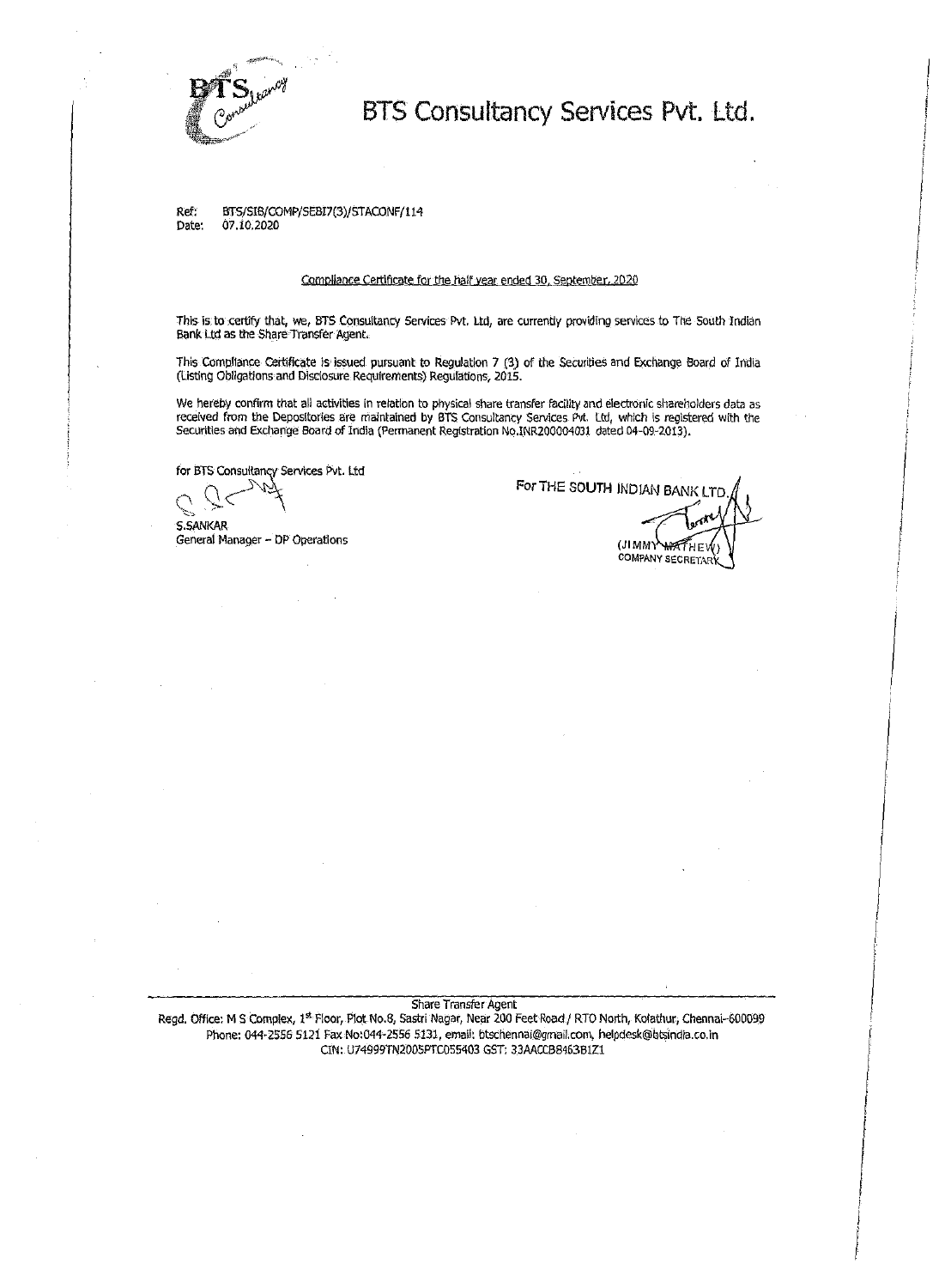# BTS Consultancy Services Pvt. Ltd.

Ref: BTS/SIB/COMP/SEBI7(3)/STACONF/114
Date: 07.10.2020

Compliance Certificate for the half year ended 30, September, 2020

This is to certify that, we, BTS Consultancy Services Pvt. Ltd, are currently providing services to The South Indian Bank Ltd as the Share Transfer Agent.

This Compliance Certificate is issued pursuant to Regulation 7 (3) of the Securities and Exchange Board of India (Listing Obligations and Disclosure Requirements) Regulations, 2015.

We hereby confirm that all activities in relation to physical share transfer facility and electronic shareholders data as received from the Depositories are maintained by BTS Consultancy Services Pvt. Ltd, which is registered with the Securities and Exchange Board of India (Permanent Registration No.INR200004031 dated 04-09-2013).

for BTS Consultancy Services Pvt. Ltd

S.SANKAR
General Manager – DP Operations

For THE SOUTH INDIAN BANK LTD.

(JIMMY MATHEW)
COMPANY SECRETARY

Share Transfer Agent
Regd. Office: M S Complex, 1st Floor, Plot No.8, Sastri Nagar, Near 200 Feet Road / RTO North, Kolathur, Chennai-600099
Phone: 044-2556 5121 Fax No:044-2556 5131, email: btschennai@gmail.com, helpdesk@btsindia.co.in
CIN: U74999TN2005PTC055403 GST: 33AACCB8463B1Z1